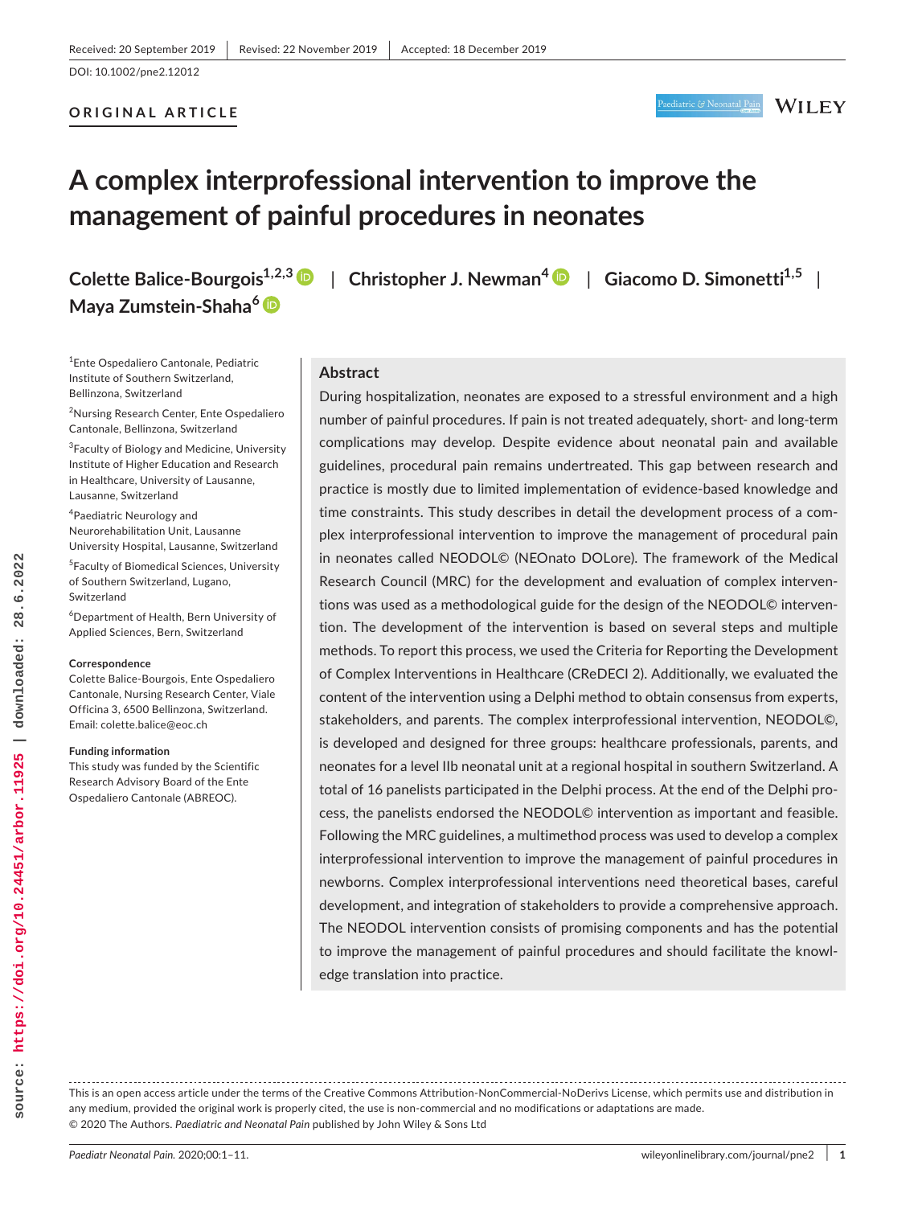Received: 20 September 2019 | Revised: 22 November 2019 | Accepted: 18 December 2019

DOI: 10.1002/pne2.12012

**ORIGINAL ARTICLE**

# A complex interprofessional intervention to improve the management of painful procedures in neonates

**Colette Balice-Bourgois[1,2,3] | Christopher J. Newman[4] | Giacomo D. Simonetti[1,5] | Maya Zumstein-Shaha[6]**

[1]Ente Ospedaliero Cantonale, Pediatric Institute of Southern Switzerland, Bellinzona, Switzerland

[2]Nursing Research Center, Ente Ospedaliero Cantonale, Bellinzona, Switzerland

[3]Faculty of Biology and Medicine, University Institute of Higher Education and Research in Healthcare, University of Lausanne, Lausanne, Switzerland

[4]Paediatric Neurology and Neurorehabilitation Unit, Lausanne University Hospital, Lausanne, Switzerland

[5]Faculty of Biomedical Sciences, University of Southern Switzerland, Lugano, Switzerland

[6]Department of Health, Bern University of Applied Sciences, Bern, Switzerland

**Correspondence**
Colette Balice-Bourgois, Ente Ospedaliero Cantonale, Nursing Research Center, Viale Officina 3, 6500 Bellinzona, Switzerland.
Email: colette.balice@eoc.ch

**Funding information**
This study was funded by the Scientific Research Advisory Board of the Ente Ospedaliero Cantonale (ABREOC).

## Abstract

During hospitalization, neonates are exposed to a stressful environment and a high number of painful procedures. If pain is not treated adequately, short- and long-term complications may develop. Despite evidence about neonatal pain and available guidelines, procedural pain remains undertreated. This gap between research and practice is mostly due to limited implementation of evidence-based knowledge and time constraints. This study describes in detail the development process of a complex interprofessional intervention to improve the management of procedural pain in neonates called NEODOL© (NEOnato DOLore). The framework of the Medical Research Council (MRC) for the development and evaluation of complex interventions was used as a methodological guide for the design of the NEODOL© intervention. The development of the intervention is based on several steps and multiple methods. To report this process, we used the Criteria for Reporting the Development of Complex Interventions in Healthcare (CReDECI 2). Additionally, we evaluated the content of the intervention using a Delphi method to obtain consensus from experts, stakeholders, and parents. The complex interprofessional intervention, NEODOL©, is developed and designed for three groups: healthcare professionals, parents, and neonates for a level IIb neonatal unit at a regional hospital in southern Switzerland. A total of 16 panelists participated in the Delphi process. At the end of the Delphi process, the panelists endorsed the NEODOL© intervention as important and feasible. Following the MRC guidelines, a multimethod process was used to develop a complex interprofessional intervention to improve the management of painful procedures in newborns. Complex interprofessional interventions need theoretical bases, careful development, and integration of stakeholders to provide a comprehensive approach. The NEODOL intervention consists of promising components and has the potential to improve the management of painful procedures and should facilitate the knowledge translation into practice.

This is an open access article under the terms of the Creative Commons Attribution-NonCommercial-NoDerivs License, which permits use and distribution in any medium, provided the original work is properly cited, the use is non-commercial and no modifications or adaptations are made.
© 2020 The Authors. *Paediatric and Neonatal Pain* published by John Wiley & Sons Ltd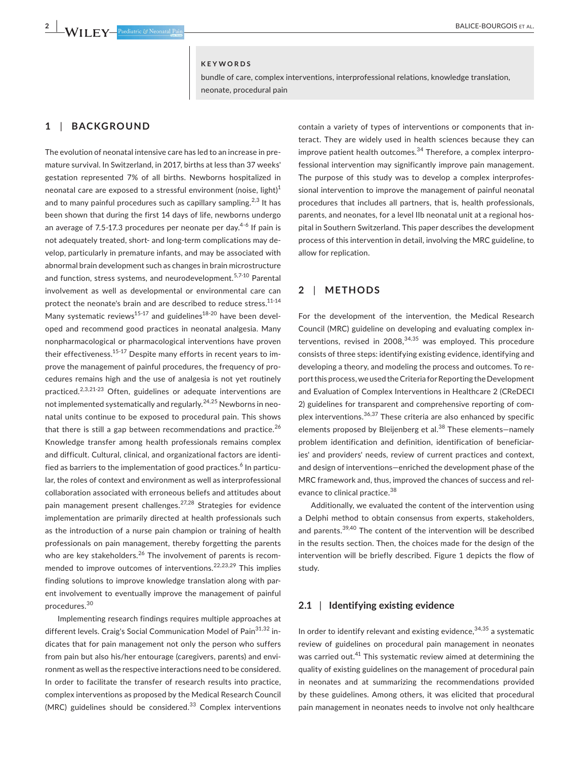**KEYWORDS**

bundle of care, complex interventions, interprofessional relations, knowledge translation, neonate, procedural pain

## 1 | BACKGROUND

The evolution of neonatal intensive care has led to an increase in premature survival. In Switzerland, in 2017, births at less than 37 weeks' gestation represented 7% of all births. Newborns hospitalized in neonatal care are exposed to a stressful environment (noise, light)[1] and to many painful procedures such as capillary sampling.[2,3] It has been shown that during the first 14 days of life, newborns undergo an average of 7.5-17.3 procedures per neonate per day.[4-6] If pain is not adequately treated, short- and long-term complications may develop, particularly in premature infants, and may be associated with abnormal brain development such as changes in brain microstructure and function, stress systems, and neurodevelopment.[5,7-10] Parental involvement as well as developmental or environmental care can protect the neonate's brain and are described to reduce stress.[11-14] Many systematic reviews[15-17] and guidelines[18-20] have been developed and recommend good practices in neonatal analgesia. Many nonpharmacological or pharmacological interventions have proven their effectiveness.[15-17] Despite many efforts in recent years to improve the management of painful procedures, the frequency of procedures remains high and the use of analgesia is not yet routinely practiced.[2,3,21-23] Often, guidelines or adequate interventions are not implemented systematically and regularly.[24,25] Newborns in neonatal units continue to be exposed to procedural pain. This shows that there is still a gap between recommendations and practice.[26] Knowledge transfer among health professionals remains complex and difficult. Cultural, clinical, and organizational factors are identified as barriers to the implementation of good practices.[6] In particular, the roles of context and environment as well as interprofessional collaboration associated with erroneous beliefs and attitudes about pain management present challenges.[27,28] Strategies for evidence implementation are primarily directed at health professionals such as the introduction of a nurse pain champion or training of health professionals on pain management, thereby forgetting the parents who are key stakeholders.[26] The involvement of parents is recommended to improve outcomes of interventions.[22,23,29] This implies finding solutions to improve knowledge translation along with parent involvement to eventually improve the management of painful procedures.[30]

Implementing research findings requires multiple approaches at different levels. Craig's Social Communication Model of Pain[31,32] indicates that for pain management not only the person who suffers from pain but also his/her entourage (caregivers, parents) and environment as well as the respective interactions need to be considered. In order to facilitate the transfer of research results into practice, complex interventions as proposed by the Medical Research Council (MRC) guidelines should be considered.[33] Complex interventions contain a variety of types of interventions or components that interact. They are widely used in health sciences because they can improve patient health outcomes.[34] Therefore, a complex interprofessional intervention may significantly improve pain management. The purpose of this study was to develop a complex interprofessional intervention to improve the management of painful neonatal procedures that includes all partners, that is, health professionals, parents, and neonates, for a level IIb neonatal unit at a regional hospital in Southern Switzerland. This paper describes the development process of this intervention in detail, involving the MRC guideline, to allow for replication.

## 2 | METHODS

For the development of the intervention, the Medical Research Council (MRC) guideline on developing and evaluating complex interventions, revised in 2008,[34,35] was employed. This procedure consists of three steps: identifying existing evidence, identifying and developing a theory, and modeling the process and outcomes. To report this process, we used the Criteria for Reporting the Development and Evaluation of Complex Interventions in Healthcare 2 (CReDECI 2) guidelines for transparent and comprehensive reporting of complex interventions.[36,37] These criteria are also enhanced by specific elements proposed by Bleijenberg et al.[38] These elements—namely problem identification and definition, identification of beneficiaries' and providers' needs, review of current practices and context, and design of interventions—enriched the development phase of the MRC framework and, thus, improved the chances of success and relevance to clinical practice.[38]

Additionally, we evaluated the content of the intervention using a Delphi method to obtain consensus from experts, stakeholders, and parents.[39,40] The content of the intervention will be described in the results section. Then, the choices made for the design of the intervention will be briefly described. Figure 1 depicts the flow of study.

### 2.1 | Identifying existing evidence

In order to identify relevant and existing evidence,[34,35] a systematic review of guidelines on procedural pain management in neonates was carried out.[41] This systematic review aimed at determining the quality of existing guidelines on the management of procedural pain in neonates and at summarizing the recommendations provided by these guidelines. Among others, it was elicited that procedural pain management in neonates needs to involve not only healthcare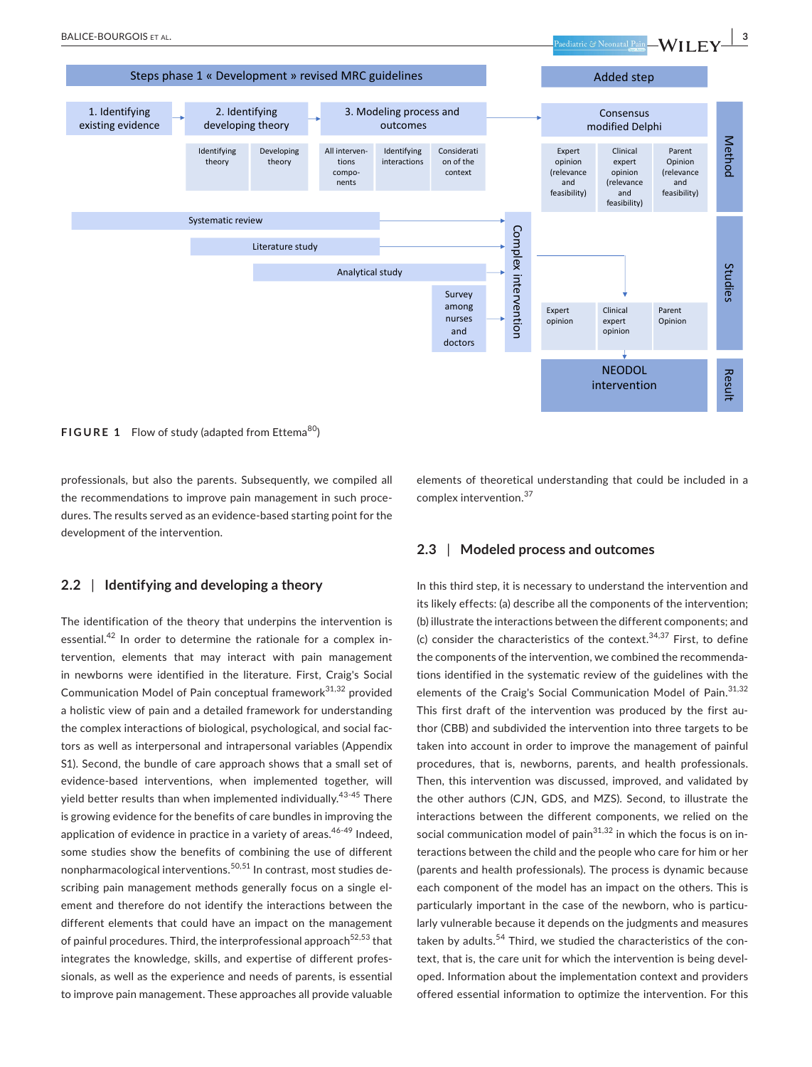Steps phase 1 « Development » revised MRC guidelines

Added step

1. Identifying existing evidence

2. Identifying developing theory

3. Modeling process and outcomes

Consensus modified Delphi

Identifying theory | Developing theory | All interventions components | Identifying interactions | Consideration of the context

Expert opinion (relevance and feasibility) | Clinical expert opinion (relevance and feasibility) | Parent Opinion (relevance and feasibility)

Method

Systematic review

Literature study

Analytical study

Survey among nurses and doctors

Complex intervention

Expert opinion | Clinical expert opinion | Parent Opinion

Studies

NEODOL intervention

Result

**FIGURE 1** Flow of study (adapted from Ettema[80])

professionals, but also the parents. Subsequently, we compiled all the recommendations to improve pain management in such procedures. The results served as an evidence-based starting point for the development of the intervention.

## 2.2 | Identifying and developing a theory

The identification of the theory that underpins the intervention is essential.[42] In order to determine the rationale for a complex intervention, elements that may interact with pain management in newborns were identified in the literature. First, Craig's Social Communication Model of Pain conceptual framework[31,32] provided a holistic view of pain and a detailed framework for understanding the complex interactions of biological, psychological, and social factors as well as interpersonal and intrapersonal variables (Appendix S1). Second, the bundle of care approach shows that a small set of evidence-based interventions, when implemented together, will yield better results than when implemented individually.[43-45] There is growing evidence for the benefits of care bundles in improving the application of evidence in practice in a variety of areas.[46-49] Indeed, some studies show the benefits of combining the use of different nonpharmacological interventions.[50,51] In contrast, most studies describing pain management methods generally focus on a single element and therefore do not identify the interactions between the different elements that could have an impact on the management of painful procedures. Third, the interprofessional approach[52,53] that integrates the knowledge, skills, and expertise of different professionals, as well as the experience and needs of parents, is essential to improve pain management. These approaches all provide valuable elements of theoretical understanding that could be included in a complex intervention.[37]

## 2.3 | Modeled process and outcomes

In this third step, it is necessary to understand the intervention and its likely effects: (a) describe all the components of the intervention; (b) illustrate the interactions between the different components; and (c) consider the characteristics of the context.[34,37] First, to define the components of the intervention, we combined the recommendations identified in the systematic review of the guidelines with the elements of the Craig's Social Communication Model of Pain.[31,32] This first draft of the intervention was produced by the first author (CBB) and subdivided the intervention into three targets to be taken into account in order to improve the management of painful procedures, that is, newborns, parents, and health professionals. Then, this intervention was discussed, improved, and validated by the other authors (CJN, GDS, and MZS). Second, to illustrate the interactions between the different components, we relied on the social communication model of pain[31,32] in which the focus is on interactions between the child and the people who care for him or her (parents and health professionals). The process is dynamic because each component of the model has an impact on the others. This is particularly important in the case of the newborn, who is particularly vulnerable because it depends on the judgments and measures taken by adults.[54] Third, we studied the characteristics of the context, that is, the care unit for which the intervention is being developed. Information about the implementation context and providers offered essential information to optimize the intervention. For this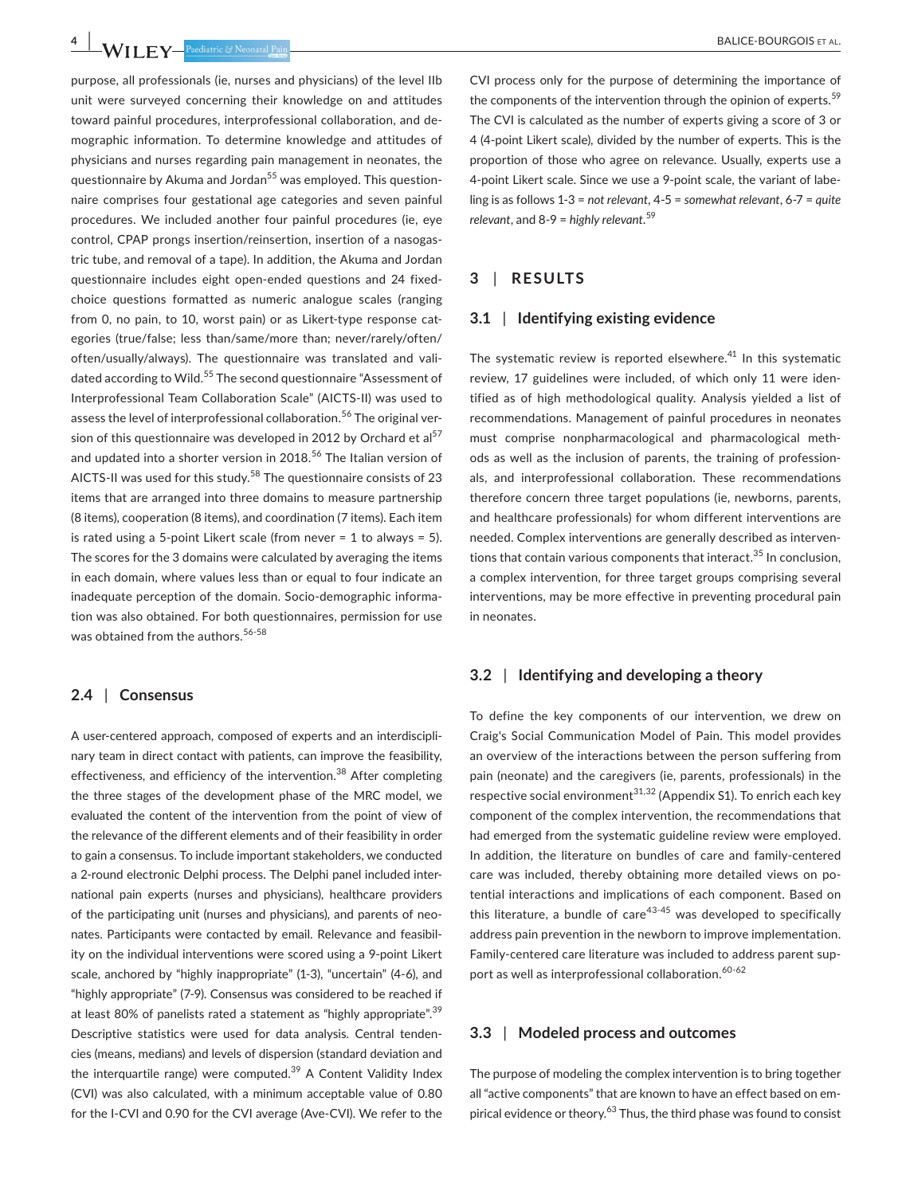purpose, all professionals (ie, nurses and physicians) of the level IIb unit were surveyed concerning their knowledge on and attitudes toward painful procedures, interprofessional collaboration, and demographic information. To determine knowledge and attitudes of physicians and nurses regarding pain management in neonates, the questionnaire by Akuma and Jordan[55] was employed. This questionnaire comprises four gestational age categories and seven painful procedures. We included another four painful procedures (ie, eye control, CPAP prongs insertion/reinsertion, insertion of a nasogastric tube, and removal of a tape). In addition, the Akuma and Jordan questionnaire includes eight open-ended questions and 24 fixed-choice questions formatted as numeric analogue scales (ranging from 0, no pain, to 10, worst pain) or as Likert-type response categories (true/false; less than/same/more than; never/rarely/often/often/usually/always). The questionnaire was translated and validated according to Wild.[55] The second questionnaire "Assessment of Interprofessional Team Collaboration Scale" (AICTS-II) was used to assess the level of interprofessional collaboration.[56] The original version of this questionnaire was developed in 2012 by Orchard et al[57] and updated into a shorter version in 2018.[56] The Italian version of AICTS-II was used for this study.[58] The questionnaire consists of 23 items that are arranged into three domains to measure partnership (8 items), cooperation (8 items), and coordination (7 items). Each item is rated using a 5-point Likert scale (from never = 1 to always = 5). The scores for the 3 domains were calculated by averaging the items in each domain, where values less than or equal to four indicate an inadequate perception of the domain. Socio-demographic information was also obtained. For both questionnaires, permission for use was obtained from the authors.[56-58]

### 2.4 | Consensus

A user-centered approach, composed of experts and an interdisciplinary team in direct contact with patients, can improve the feasibility, effectiveness, and efficiency of the intervention.[38] After completing the three stages of the development phase of the MRC model, we evaluated the content of the intervention from the point of view of the relevance of the different elements and of their feasibility in order to gain a consensus. To include important stakeholders, we conducted a 2-round electronic Delphi process. The Delphi panel included international pain experts (nurses and physicians), healthcare providers of the participating unit (nurses and physicians), and parents of neonates. Participants were contacted by email. Relevance and feasibility on the individual interventions were scored using a 9-point Likert scale, anchored by "highly inappropriate" (1-3), "uncertain" (4-6), and "highly appropriate" (7-9). Consensus was considered to be reached if at least 80% of panelists rated a statement as "highly appropriate".[39] Descriptive statistics were used for data analysis. Central tendencies (means, medians) and levels of dispersion (standard deviation and the interquartile range) were computed.[39] A Content Validity Index (CVI) was also calculated, with a minimum acceptable value of 0.80 for the I-CVI and 0.90 for the CVI average (Ave-CVI). We refer to the CVI process only for the purpose of determining the importance of the components of the intervention through the opinion of experts.[59] The CVI is calculated as the number of experts giving a score of 3 or 4 (4-point Likert scale), divided by the number of experts. This is the proportion of those who agree on relevance. Usually, experts use a 4-point Likert scale. Since we use a 9-point scale, the variant of labeling is as follows 1-3 = *not relevant*, 4-5 = *somewhat relevant*, 6-7 = *quite relevant*, and 8-9 = *highly relevant*.[59]

## 3 | RESULTS

### 3.1 | Identifying existing evidence

The systematic review is reported elsewhere.[41] In this systematic review, 17 guidelines were included, of which only 11 were identified as of high methodological quality. Analysis yielded a list of recommendations. Management of painful procedures in neonates must comprise nonpharmacological and pharmacological methods as well as the inclusion of parents, the training of professionals, and interprofessional collaboration. These recommendations therefore concern three target populations (ie, newborns, parents, and healthcare professionals) for whom different interventions are needed. Complex interventions are generally described as interventions that contain various components that interact.[35] In conclusion, a complex intervention, for three target groups comprising several interventions, may be more effective in preventing procedural pain in neonates.

### 3.2 | Identifying and developing a theory

To define the key components of our intervention, we drew on Craig's Social Communication Model of Pain. This model provides an overview of the interactions between the person suffering from pain (neonate) and the caregivers (ie, parents, professionals) in the respective social environment[31,32] (Appendix S1). To enrich each key component of the complex intervention, the recommendations that had emerged from the systematic guideline review were employed. In addition, the literature on bundles of care and family-centered care was included, thereby obtaining more detailed views on potential interactions and implications of each component. Based on this literature, a bundle of care[43-45] was developed to specifically address pain prevention in the newborn to improve implementation. Family-centered care literature was included to address parent support as well as interprofessional collaboration.[60-62]

### 3.3 | Modeled process and outcomes

The purpose of modeling the complex intervention is to bring together all "active components" that are known to have an effect based on empirical evidence or theory.[63] Thus, the third phase was found to consist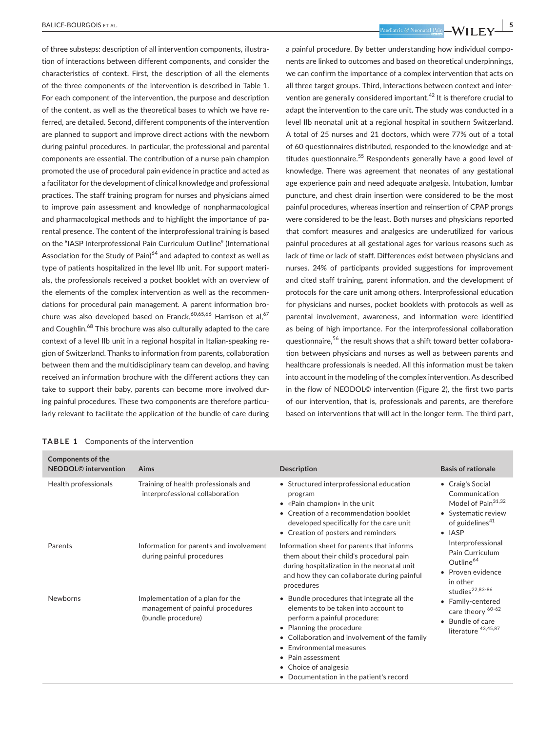of three substeps: description of all intervention components, illustration of interactions between different components, and consider the characteristics of context. First, the description of all the elements of the three components of the intervention is described in Table 1. For each component of the intervention, the purpose and description of the content, as well as the theoretical bases to which we have referred, are detailed. Second, different components of the intervention are planned to support and improve direct actions with the newborn during painful procedures. In particular, the professional and parental components are essential. The contribution of a nurse pain champion promoted the use of procedural pain evidence in practice and acted as a facilitator for the development of clinical knowledge and professional practices. The staff training program for nurses and physicians aimed to improve pain assessment and knowledge of nonpharmacological and pharmacological methods and to highlight the importance of parental presence. The content of the interprofessional training is based on the "IASP Interprofessional Pain Curriculum Outline" (International Association for the Study of Pain)[64] and adapted to context as well as type of patients hospitalized in the level IIb unit. For support materials, the professionals received a pocket booklet with an overview of the elements of the complex intervention as well as the recommendations for procedural pain management. A parent information brochure was also developed based on Franck,[60,65,66] Harrison et al,[67] and Coughlin.[68] This brochure was also culturally adapted to the care context of a level IIb unit in a regional hospital in Italian-speaking region of Switzerland. Thanks to information from parents, collaboration between them and the multidisciplinary team can develop, and having received an information brochure with the different actions they can take to support their baby, parents can become more involved during painful procedures. These two components are therefore particularly relevant to facilitate the application of the bundle of care during a painful procedure. By better understanding how individual components are linked to outcomes and based on theoretical underpinnings, we can confirm the importance of a complex intervention that acts on all three target groups. Third, Interactions between context and intervention are generally considered important.[42] It is therefore crucial to adapt the intervention to the care unit. The study was conducted in a level IIb neonatal unit at a regional hospital in southern Switzerland. A total of 25 nurses and 21 doctors, which were 77% out of a total of 60 questionnaires distributed, responded to the knowledge and attitudes questionnaire.[55] Respondents generally have a good level of knowledge. There was agreement that neonates of any gestational age experience pain and need adequate analgesia. Intubation, lumbar puncture, and chest drain insertion were considered to be the most painful procedures, whereas insertion and reinsertion of CPAP prongs were considered to be the least. Both nurses and physicians reported that comfort measures and analgesics are underutilized for various painful procedures at all gestational ages for various reasons such as lack of time or lack of staff. Differences exist between physicians and nurses. 24% of participants provided suggestions for improvement and cited staff training, parent information, and the development of protocols for the care unit among others. Interprofessional education for physicians and nurses, pocket booklets with protocols as well as parental involvement, awareness, and information were identified as being of high importance. For the interprofessional collaboration questionnaire,[56] the result shows that a shift toward better collaboration between physicians and nurses as well as between parents and healthcare professionals is needed. All this information must be taken into account in the modeling of the complex intervention. As described in the flow of NEODOL© intervention (Figure 2), the first two parts of our intervention, that is, professionals and parents, are therefore based on interventions that will act in the longer term. The third part,

**TABLE 1** Components of the intervention

| Components of the NEODOL© intervention | Aims | Description | Basis of rationale |
|---|---|---|---|
| Health professionals | Training of health professionals and interprofessional collaboration | • Structured interprofessional education program<br>• «Pain champion» in the unit<br>• Creation of a recommendation booklet developed specifically for the care unit<br>• Creation of posters and reminders | • Craig's Social Communication Model of Pain[31,32]<br>• Systematic review of guidelines[41]<br>• IASP Interprofessional Pain Curriculum Outline[64]<br>• Proven evidence in other studies[22,83-86]<br>• Family-centered care theory [60-62]<br>• Bundle of care literature [43,45,87] |
| Parents | Information for parents and involvement during painful procedures | Information sheet for parents that informs them about their child's procedural pain during hospitalization in the neonatal unit and how they can collaborate during painful procedures | |
| Newborns | Implementation of a plan for the management of painful procedures (bundle procedure) | • Bundle procedures that integrate all the elements to be taken into account to perform a painful procedure:<br>• Planning the procedure<br>• Collaboration and involvement of the family<br>• Environmental measures<br>• Pain assessment<br>• Choice of analgesia<br>• Documentation in the patient's record | |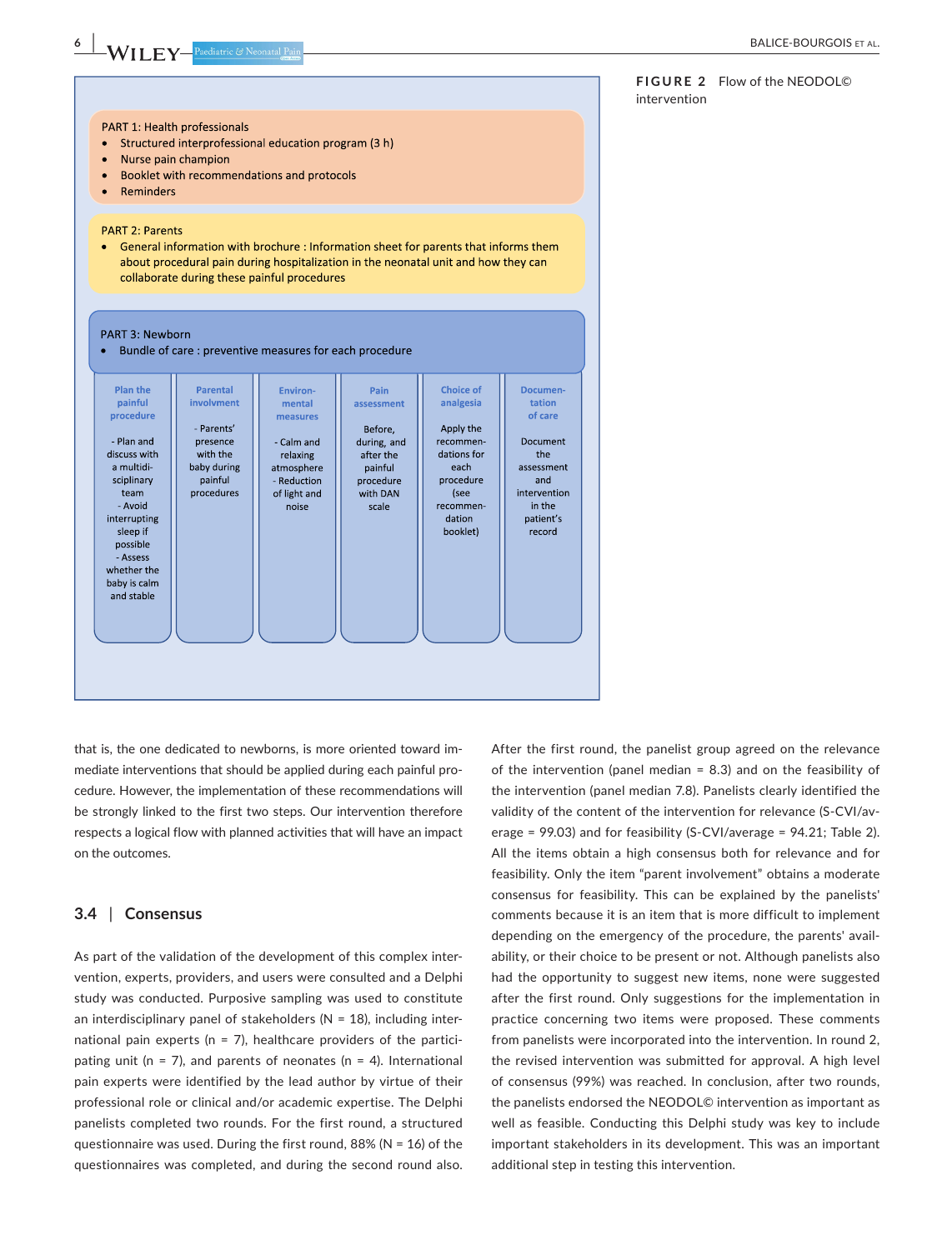PART 1: Health professionals

- Structured interprofessional education program (3 h)
- Nurse pain champion
- Booklet with recommendations and protocols
- Reminders

PART 2: Parents

- General information with brochure : Information sheet for parents that informs them about procedural pain during hospitalization in the neonatal unit and how they can collaborate during these painful procedures

PART 3: Newborn

- Bundle of care : preventive measures for each procedure

| Plan the painful procedure | Parental involvment | Environmental measures | Pain assessment | Choice of analgesia | Documentation of care |
|---|---|---|---|---|---|
| - Plan and discuss with a multidisciplinary team<br>- Avoid interrupting sleep if possible<br>- Assess whether the baby is calm and stable | - Parents' presence with the baby during painful procedures | - Calm and relaxing atmosphere<br>- Reduction of light and noise | Before, during, and after the painful procedure with DAN scale | Apply the recommendations for each procedure (see recommendation booklet) | Document the assessment and intervention in the patient's record |

**FIGURE 2** Flow of the NEODOL© intervention

that is, the one dedicated to newborns, is more oriented toward immediate interventions that should be applied during each painful procedure. However, the implementation of these recommendations will be strongly linked to the first two steps. Our intervention therefore respects a logical flow with planned activities that will have an impact on the outcomes.

## 3.4 | Consensus

As part of the validation of the development of this complex intervention, experts, providers, and users were consulted and a Delphi study was conducted. Purposive sampling was used to constitute an interdisciplinary panel of stakeholders (N = 18), including international pain experts (n = 7), healthcare providers of the participating unit (n = 7), and parents of neonates (n = 4). International pain experts were identified by the lead author by virtue of their professional role or clinical and/or academic expertise. The Delphi panelists completed two rounds. For the first round, a structured questionnaire was used. During the first round, 88% (N = 16) of the questionnaires was completed, and during the second round also.

After the first round, the panelist group agreed on the relevance of the intervention (panel median = 8.3) and on the feasibility of the intervention (panel median 7.8). Panelists clearly identified the validity of the content of the intervention for relevance (S-CVI/average = 99.03) and for feasibility (S-CVI/average = 94.21; Table 2). All the items obtain a high consensus both for relevance and for feasibility. Only the item "parent involvement" obtains a moderate consensus for feasibility. This can be explained by the panelists' comments because it is an item that is more difficult to implement depending on the emergency of the procedure, the parents' availability, or their choice to be present or not. Although panelists also had the opportunity to suggest new items, none were suggested after the first round. Only suggestions for the implementation in practice concerning two items were proposed. These comments from panelists were incorporated into the intervention. In round 2, the revised intervention was submitted for approval. A high level of consensus (99%) was reached. In conclusion, after two rounds, the panelists endorsed the NEODOL© intervention as important as well as feasible. Conducting this Delphi study was key to include important stakeholders in its development. This was an important additional step in testing this intervention.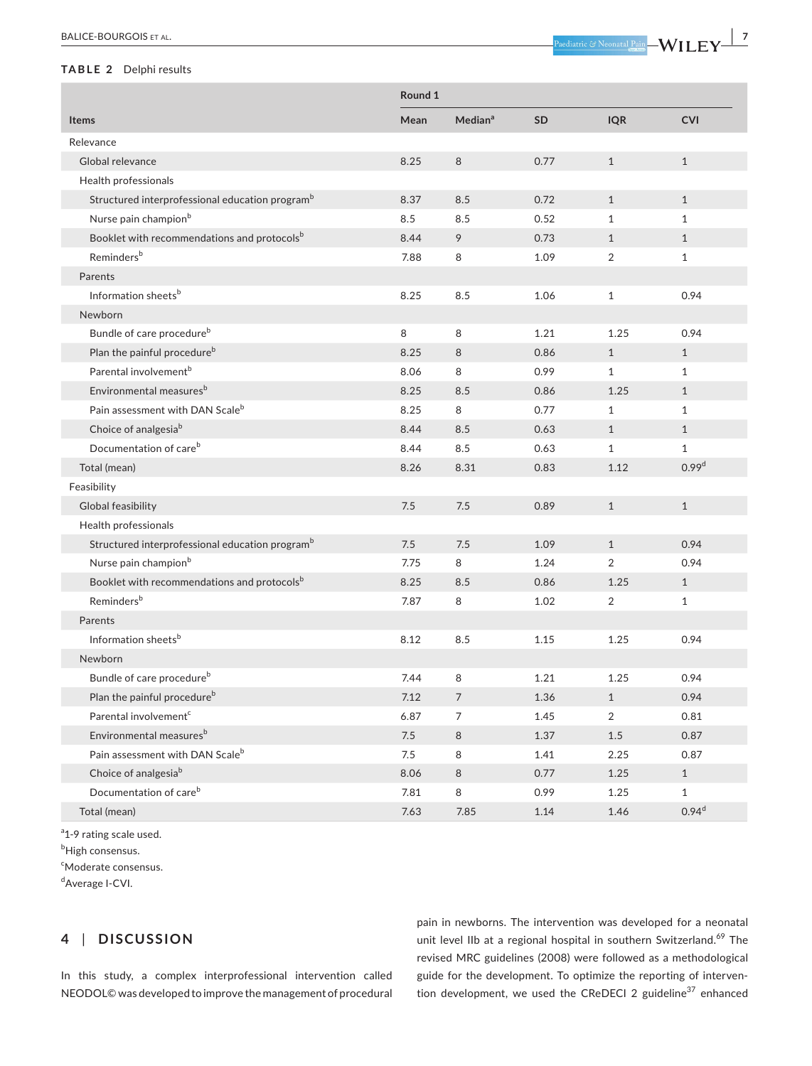**TABLE 2** Delphi results

| Items | Round 1 | | | | |
|---|---|---|---|---|---|
| | Mean | Median[a] | SD | IQR | CVI |
| Relevance | | | | | |
| Global relevance | 8.25 | 8 | 0.77 | 1 | 1 |
| Health professionals | | | | | |
| Structured interprofessional education program[b] | 8.37 | 8.5 | 0.72 | 1 | 1 |
| Nurse pain champion[b] | 8.5 | 8.5 | 0.52 | 1 | 1 |
| Booklet with recommendations and protocols[b] | 8.44 | 9 | 0.73 | 1 | 1 |
| Reminders[b] | 7.88 | 8 | 1.09 | 2 | 1 |
| Parents | | | | | |
| Information sheets[b] | 8.25 | 8.5 | 1.06 | 1 | 0.94 |
| Newborn | | | | | |
| Bundle of care procedure[b] | 8 | 8 | 1.21 | 1.25 | 0.94 |
| Plan the painful procedure[b] | 8.25 | 8 | 0.86 | 1 | 1 |
| Parental involvement[b] | 8.06 | 8 | 0.99 | 1 | 1 |
| Environmental measures[b] | 8.25 | 8.5 | 0.86 | 1.25 | 1 |
| Pain assessment with DAN Scale[b] | 8.25 | 8 | 0.77 | 1 | 1 |
| Choice of analgesia[b] | 8.44 | 8.5 | 0.63 | 1 | 1 |
| Documentation of care[b] | 8.44 | 8.5 | 0.63 | 1 | 1 |
| Total (mean) | 8.26 | 8.31 | 0.83 | 1.12 | 0.99[d] |
| Feasibility | | | | | |
| Global feasibility | 7.5 | 7.5 | 0.89 | 1 | 1 |
| Health professionals | | | | | |
| Structured interprofessional education program[b] | 7.5 | 7.5 | 1.09 | 1 | 0.94 |
| Nurse pain champion[b] | 7.75 | 8 | 1.24 | 2 | 0.94 |
| Booklet with recommendations and protocols[b] | 8.25 | 8.5 | 0.86 | 1.25 | 1 |
| Reminders[b] | 7.87 | 8 | 1.02 | 2 | 1 |
| Parents | | | | | |
| Information sheets[b] | 8.12 | 8.5 | 1.15 | 1.25 | 0.94 |
| Newborn | | | | | |
| Bundle of care procedure[b] | 7.44 | 8 | 1.21 | 1.25 | 0.94 |
| Plan the painful procedure[b] | 7.12 | 7 | 1.36 | 1 | 0.94 |
| Parental involvement[c] | 6.87 | 7 | 1.45 | 2 | 0.81 |
| Environmental measures[b] | 7.5 | 8 | 1.37 | 1.5 | 0.87 |
| Pain assessment with DAN Scale[b] | 7.5 | 8 | 1.41 | 2.25 | 0.87 |
| Choice of analgesia[b] | 8.06 | 8 | 0.77 | 1.25 | 1 |
| Documentation of care[b] | 7.81 | 8 | 0.99 | 1.25 | 1 |
| Total (mean) | 7.63 | 7.85 | 1.14 | 1.46 | 0.94[d] |

[a]1-9 rating scale used.
[b]High consensus.
[c]Moderate consensus.
[d]Average I-CVI.

## 4 | DISCUSSION

In this study, a complex interprofessional intervention called NEODOL© was developed to improve the management of procedural pain in newborns. The intervention was developed for a neonatal unit level IIb at a regional hospital in southern Switzerland.[69] The revised MRC guidelines (2008) were followed as a methodological guide for the development. To optimize the reporting of intervention development, we used the CReDECI 2 guideline[37] enhanced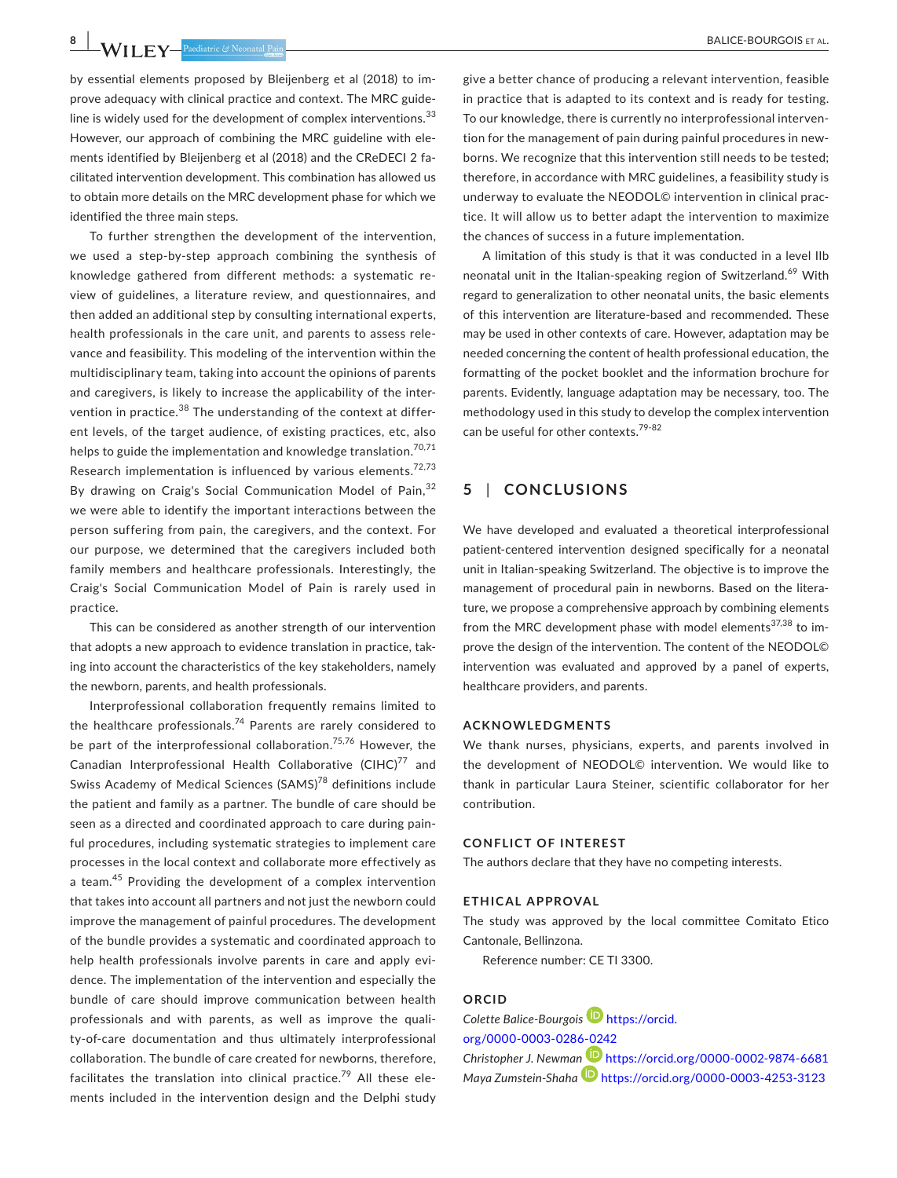by essential elements proposed by Bleijenberg et al (2018) to improve adequacy with clinical practice and context. The MRC guideline is widely used for the development of complex interventions.[33] However, our approach of combining the MRC guideline with elements identified by Bleijenberg et al (2018) and the CReDECI 2 facilitated intervention development. This combination has allowed us to obtain more details on the MRC development phase for which we identified the three main steps.

To further strengthen the development of the intervention, we used a step-by-step approach combining the synthesis of knowledge gathered from different methods: a systematic review of guidelines, a literature review, and questionnaires, and then added an additional step by consulting international experts, health professionals in the care unit, and parents to assess relevance and feasibility. This modeling of the intervention within the multidisciplinary team, taking into account the opinions of parents and caregivers, is likely to increase the applicability of the intervention in practice.[38] The understanding of the context at different levels, of the target audience, of existing practices, etc, also helps to guide the implementation and knowledge translation.[70,71] Research implementation is influenced by various elements.[72,73] By drawing on Craig's Social Communication Model of Pain,[32] we were able to identify the important interactions between the person suffering from pain, the caregivers, and the context. For our purpose, we determined that the caregivers included both family members and healthcare professionals. Interestingly, the Craig's Social Communication Model of Pain is rarely used in practice.

This can be considered as another strength of our intervention that adopts a new approach to evidence translation in practice, taking into account the characteristics of the key stakeholders, namely the newborn, parents, and health professionals.

Interprofessional collaboration frequently remains limited to the healthcare professionals.[74] Parents are rarely considered to be part of the interprofessional collaboration.[75,76] However, the Canadian Interprofessional Health Collaborative (CIHC)[77] and Swiss Academy of Medical Sciences (SAMS)[78] definitions include the patient and family as a partner. The bundle of care should be seen as a directed and coordinated approach to care during painful procedures, including systematic strategies to implement care processes in the local context and collaborate more effectively as a team.[45] Providing the development of a complex intervention that takes into account all partners and not just the newborn could improve the management of painful procedures. The development of the bundle provides a systematic and coordinated approach to help health professionals involve parents in care and apply evidence. The implementation of the intervention and especially the bundle of care should improve communication between health professionals and with parents, as well as improve the quality-of-care documentation and thus ultimately interprofessional collaboration. The bundle of care created for newborns, therefore, facilitates the translation into clinical practice.[79] All these elements included in the intervention design and the Delphi study give a better chance of producing a relevant intervention, feasible in practice that is adapted to its context and is ready for testing. To our knowledge, there is currently no interprofessional intervention for the management of pain during painful procedures in newborns. We recognize that this intervention still needs to be tested; therefore, in accordance with MRC guidelines, a feasibility study is underway to evaluate the NEODOL© intervention in clinical practice. It will allow us to better adapt the intervention to maximize the chances of success in a future implementation.

A limitation of this study is that it was conducted in a level IIb neonatal unit in the Italian-speaking region of Switzerland.[69] With regard to generalization to other neonatal units, the basic elements of this intervention are literature-based and recommended. These may be used in other contexts of care. However, adaptation may be needed concerning the content of health professional education, the formatting of the pocket booklet and the information brochure for parents. Evidently, language adaptation may be necessary, too. The methodology used in this study to develop the complex intervention can be useful for other contexts.[79-82]

## 5 | CONCLUSIONS

We have developed and evaluated a theoretical interprofessional patient-centered intervention designed specifically for a neonatal unit in Italian-speaking Switzerland. The objective is to improve the management of procedural pain in newborns. Based on the literature, we propose a comprehensive approach by combining elements from the MRC development phase with model elements[37,38] to improve the design of the intervention. The content of the NEODOL© intervention was evaluated and approved by a panel of experts, healthcare providers, and parents.

### ACKNOWLEDGMENTS

We thank nurses, physicians, experts, and parents involved in the development of NEODOL© intervention. We would like to thank in particular Laura Steiner, scientific collaborator for her contribution.

### CONFLICT OF INTEREST

The authors declare that they have no competing interests.

### ETHICAL APPROVAL

The study was approved by the local committee Comitato Etico Cantonale, Bellinzona.

Reference number: CE TI 3300.

### ORCID

*Colette Balice-Bourgois* https://orcid.org/0000-0003-0286-0242

*Christopher J. Newman* https://orcid.org/0000-0002-9874-6681

*Maya Zumstein-Shaha* https://orcid.org/0000-0003-4253-3123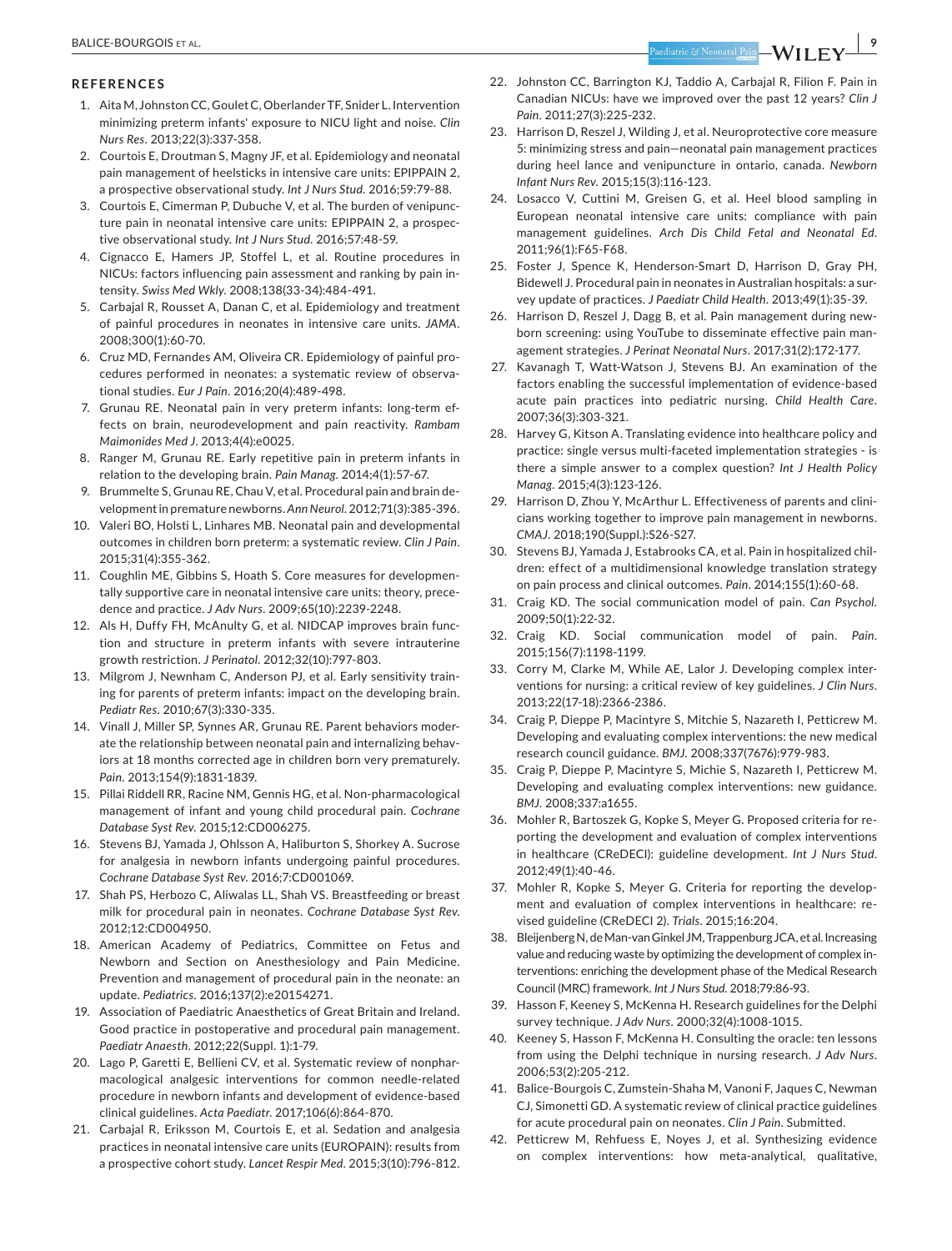## REFERENCES

1. Aita M, Johnston CC, Goulet C, Oberlander TF, Snider L. Intervention minimizing preterm infants' exposure to NICU light and noise. *Clin Nurs Res*. 2013;22(3):337-358.
2. Courtois E, Droutman S, Magny JF, et al. Epidemiology and neonatal pain management of heelsticks in intensive care units: EPIPPAIN 2, a prospective observational study. *Int J Nurs Stud*. 2016;59:79-88.
3. Courtois E, Cimerman P, Dubuche V, et al. The burden of venipuncture pain in neonatal intensive care units: EPIPPAIN 2, a prospective observational study. *Int J Nurs Stud*. 2016;57:48-59.
4. Cignacco E, Hamers JP, Stoffel L, et al. Routine procedures in NICUs: factors influencing pain assessment and ranking by pain intensity. *Swiss Med Wkly*. 2008;138(33-34):484-491.
5. Carbajal R, Rousset A, Danan C, et al. Epidemiology and treatment of painful procedures in neonates in intensive care units. *JAMA*. 2008;300(1):60-70.
6. Cruz MD, Fernandes AM, Oliveira CR. Epidemiology of painful procedures performed in neonates: a systematic review of observational studies. *Eur J Pain*. 2016;20(4):489-498.
7. Grunau RE. Neonatal pain in very preterm infants: long-term effects on brain, neurodevelopment and pain reactivity. *Rambam Maimonides Med J*. 2013;4(4):e0025.
8. Ranger M, Grunau RE. Early repetitive pain in preterm infants in relation to the developing brain. *Pain Manag*. 2014;4(1):57-67.
9. Brummelte S, Grunau RE, Chau V, et al. Procedural pain and brain development in premature newborns. *Ann Neurol*. 2012;71(3):385-396.
10. Valeri BO, Holsti L, Linhares MB. Neonatal pain and developmental outcomes in children born preterm: a systematic review. *Clin J Pain*. 2015;31(4):355-362.
11. Coughlin ME, Gibbins S, Hoath S. Core measures for developmentally supportive care in neonatal intensive care units: theory, precedence and practice. *J Adv Nurs*. 2009;65(10):2239-2248.
12. Als H, Duffy FH, McAnulty G, et al. NIDCAP improves brain function and structure in preterm infants with severe intrauterine growth restriction. *J Perinatol*. 2012;32(10):797-803.
13. Milgrom J, Newnham C, Anderson PJ, et al. Early sensitivity training for parents of preterm infants: impact on the developing brain. *Pediatr Res*. 2010;67(3):330-335.
14. Vinall J, Miller SP, Synnes AR, Grunau RE. Parent behaviors moderate the relationship between neonatal pain and internalizing behaviors at 18 months corrected age in children born very prematurely. *Pain*. 2013;154(9):1831-1839.
15. Pillai Riddell RR, Racine NM, Gennis HG, et al. Non-pharmacological management of infant and young child procedural pain. *Cochrane Database Syst Rev*. 2015;12:CD006275.
16. Stevens BJ, Yamada J, Ohlsson A, Haliburton S, Shorkey A. Sucrose for analgesia in newborn infants undergoing painful procedures. *Cochrane Database Syst Rev*. 2016;7:CD001069.
17. Shah PS, Herbozo C, Aliwalas LL, Shah VS. Breastfeeding or breast milk for procedural pain in neonates. *Cochrane Database Syst Rev*. 2012;12:CD004950.
18. American Academy of Pediatrics, Committee on Fetus and Newborn and Section on Anesthesiology and Pain Medicine. Prevention and management of procedural pain in the neonate: an update. *Pediatrics*. 2016;137(2):e20154271.
19. Association of Paediatric Anaesthetics of Great Britain and Ireland. Good practice in postoperative and procedural pain management. *Paediatr Anaesth*. 2012;22(Suppl. 1):1-79.
20. Lago P, Garetti E, Bellieni CV, et al. Systematic review of nonpharmacological analgesic interventions for common needle-related procedure in newborn infants and development of evidence-based clinical guidelines. *Acta Paediatr*. 2017;106(6):864-870.
21. Carbajal R, Eriksson M, Courtois E, et al. Sedation and analgesia practices in neonatal intensive care units (EUROPAIN): results from a prospective cohort study. *Lancet Respir Med*. 2015;3(10):796-812.
22. Johnston CC, Barrington KJ, Taddio A, Carbajal R, Filion F. Pain in Canadian NICUs: have we improved over the past 12 years? *Clin J Pain*. 2011;27(3):225-232.
23. Harrison D, Reszel J, Wilding J, et al. Neuroprotective core measure 5: minimizing stress and pain—neonatal pain management practices during heel lance and venipuncture in ontario, canada. *Newborn Infant Nurs Rev*. 2015;15(3):116-123.
24. Losacco V, Cuttini M, Greisen G, et al. Heel blood sampling in European neonatal intensive care units: compliance with pain management guidelines. *Arch Dis Child Fetal and Neonatal Ed*. 2011;96(1):F65-F68.
25. Foster J, Spence K, Henderson-Smart D, Harrison D, Gray PH, Bidewell J. Procedural pain in neonates in Australian hospitals: a survey update of practices. *J Paediatr Child Health*. 2013;49(1):35-39.
26. Harrison D, Reszel J, Dagg B, et al. Pain management during newborn screening: using YouTube to disseminate effective pain management strategies. *J Perinat Neonatal Nurs*. 2017;31(2):172-177.
27. Kavanagh T, Watt-Watson J, Stevens BJ. An examination of the factors enabling the successful implementation of evidence-based acute pain practices into pediatric nursing. *Child Health Care*. 2007;36(3):303-321.
28. Harvey G, Kitson A. Translating evidence into healthcare policy and practice: single versus multi-faceted implementation strategies - is there a simple answer to a complex question? *Int J Health Policy Manag*. 2015;4(3):123-126.
29. Harrison D, Zhou Y, McArthur L. Effectiveness of parents and clinicians working together to improve pain management in newborns. *CMAJ*. 2018;190(Suppl.):S26-S27.
30. Stevens BJ, Yamada J, Estabrooks CA, et al. Pain in hospitalized children: effect of a multidimensional knowledge translation strategy on pain process and clinical outcomes. *Pain*. 2014;155(1):60-68.
31. Craig KD. The social communication model of pain. *Can Psychol*. 2009;50(1):22-32.
32. Craig KD. Social communication model of pain. *Pain*. 2015;156(7):1198-1199.
33. Corry M, Clarke M, While AE, Lalor J. Developing complex interventions for nursing: a critical review of key guidelines. *J Clin Nurs*. 2013;22(17-18):2366-2386.
34. Craig P, Dieppe P, Macintyre S, Mitchie S, Nazareth I, Petticrew M. Developing and evaluating complex interventions: the new medical research council guidance. *BMJ*. 2008;337(7676):979-983.
35. Craig P, Dieppe P, Macintyre S, Michie S, Nazareth I, Petticrew M. Developing and evaluating complex interventions: new guidance. *BMJ*. 2008;337:a1655.
36. Mohler R, Bartoszek G, Kopke S, Meyer G. Proposed criteria for reporting the development and evaluation of complex interventions in healthcare (CReDECI): guideline development. *Int J Nurs Stud*. 2012;49(1):40-46.
37. Mohler R, Kopke S, Meyer G. Criteria for reporting the development and evaluation of complex interventions in healthcare: revised guideline (CReDECI 2). *Trials*. 2015;16:204.
38. Bleijenberg N, de Man-van Ginkel JM, Trappenburg JCA, et al. Increasing value and reducing waste by optimizing the development of complex interventions: enriching the development phase of the Medical Research Council (MRC) framework. *Int J Nurs Stud*. 2018;79:86-93.
39. Hasson F, Keeney S, McKenna H. Research guidelines for the Delphi survey technique. *J Adv Nurs*. 2000;32(4):1008-1015.
40. Keeney S, Hasson F, McKenna H. Consulting the oracle: ten lessons from using the Delphi technique in nursing research. *J Adv Nurs*. 2006;53(2):205-212.
41. Balice-Bourgois C, Zumstein-Shaha M, Vanoni F, Jaques C, Newman CJ, Simonetti GD. A systematic review of clinical practice guidelines for acute procedural pain on neonates. *Clin J Pain*. Submitted.
42. Petticrew M, Rehfuess E, Noyes J, et al. Synthesizing evidence on complex interventions: how meta-analytical, qualitative,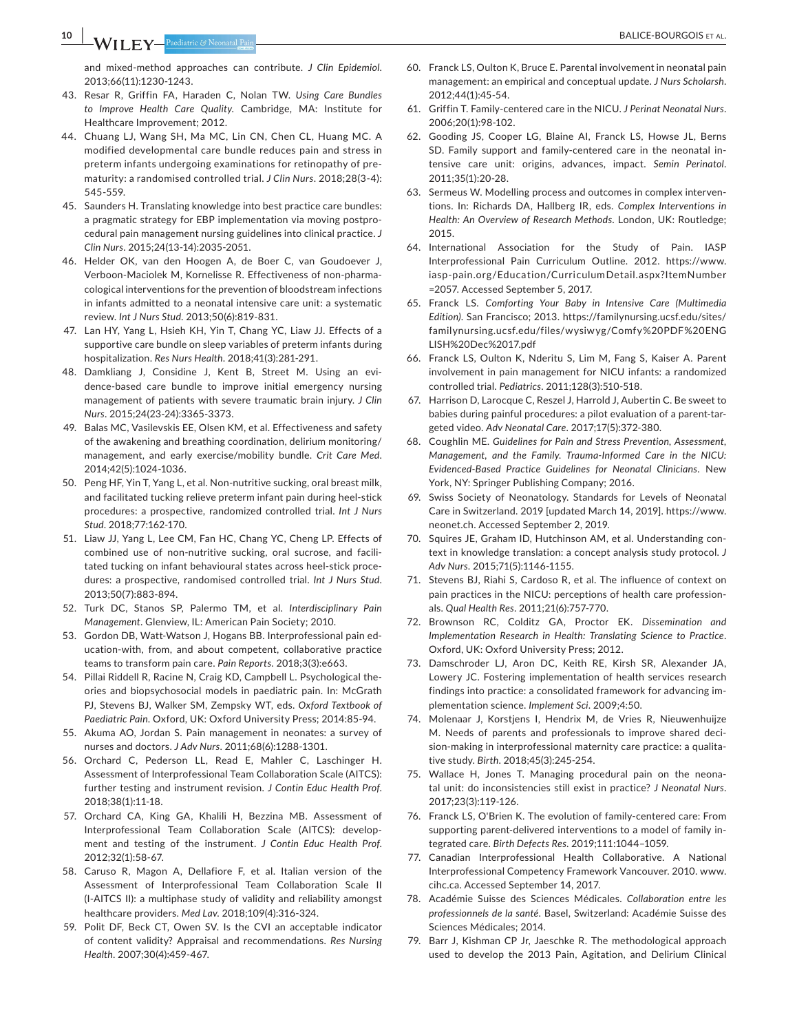and mixed-method approaches can contribute. *J Clin Epidemiol*. 2013;66(11):1230-1243.

43. Resar R, Griffin FA, Haraden C, Nolan TW. *Using Care Bundles to Improve Health Care Quality*. Cambridge, MA: Institute for Healthcare Improvement; 2012.
44. Chuang LJ, Wang SH, Ma MC, Lin CN, Chen CL, Huang MC. A modified developmental care bundle reduces pain and stress in preterm infants undergoing examinations for retinopathy of prematurity: a randomised controlled trial. *J Clin Nurs*. 2018;28(3-4):545-559.
45. Saunders H. Translating knowledge into best practice care bundles: a pragmatic strategy for EBP implementation via moving postprocedural pain management nursing guidelines into clinical practice. *J Clin Nurs*. 2015;24(13-14):2035-2051.
46. Helder OK, van den Hoogen A, de Boer C, van Goudoever J, Verboon-Maciolek M, Kornelisse R. Effectiveness of non-pharmacological interventions for the prevention of bloodstream infections in infants admitted to a neonatal intensive care unit: a systematic review. *Int J Nurs Stud*. 2013;50(6):819-831.
47. Lan HY, Yang L, Hsieh KH, Yin T, Chang YC, Liaw JJ. Effects of a supportive care bundle on sleep variables of preterm infants during hospitalization. *Res Nurs Health*. 2018;41(3):281-291.
48. Damkliang J, Considine J, Kent B, Street M. Using an evidence-based care bundle to improve initial emergency nursing management of patients with severe traumatic brain injury. *J Clin Nurs*. 2015;24(23-24):3365-3373.
49. Balas MC, Vasilevskis EE, Olsen KM, et al. Effectiveness and safety of the awakening and breathing coordination, delirium monitoring/management, and early exercise/mobility bundle. *Crit Care Med*. 2014;42(5):1024-1036.
50. Peng HF, Yin T, Yang L, et al. Non-nutritive sucking, oral breast milk, and facilitated tucking relieve preterm infant pain during heel-stick procedures: a prospective, randomized controlled trial. *Int J Nurs Stud*. 2018;77:162-170.
51. Liaw JJ, Yang L, Lee CM, Fan HC, Chang YC, Cheng LP. Effects of combined use of non-nutritive sucking, oral sucrose, and facilitated tucking on infant behavioural states across heel-stick procedures: a prospective, randomised controlled trial. *Int J Nurs Stud*. 2013;50(7):883-894.
52. Turk DC, Stanos SP, Palermo TM, et al. *Interdisciplinary Pain Management*. Glenview, IL: American Pain Society; 2010.
53. Gordon DB, Watt-Watson J, Hogans BB. Interprofessional pain education-with, from, and about competent, collaborative practice teams to transform pain care. *Pain Reports*. 2018;3(3):e663.
54. Pillai Riddell R, Racine N, Craig KD, Campbell L. Psychological theories and biopsychosocial models in paediatric pain. In: McGrath PJ, Stevens BJ, Walker SM, Zempsky WT, eds. *Oxford Textbook of Paediatric Pain*. Oxford, UK: Oxford University Press; 2014:85-94.
55. Akuma AO, Jordan S. Pain management in neonates: a survey of nurses and doctors. *J Adv Nurs*. 2011;68(6):1288-1301.
56. Orchard C, Pederson LL, Read E, Mahler C, Laschinger H. Assessment of Interprofessional Team Collaboration Scale (AITCS): further testing and instrument revision. *J Contin Educ Health Prof*. 2018;38(1):11-18.
57. Orchard CA, King GA, Khalili H, Bezzina MB. Assessment of Interprofessional Team Collaboration Scale (AITCS): development and testing of the instrument. *J Contin Educ Health Prof*. 2012;32(1):58-67.
58. Caruso R, Magon A, Dellafiore F, et al. Italian version of the Assessment of Interprofessional Team Collaboration Scale II (I-AITCS II): a multiphase study of validity and reliability amongst healthcare providers. *Med Lav*. 2018;109(4):316-324.
59. Polit DF, Beck CT, Owen SV. Is the CVI an acceptable indicator of content validity? Appraisal and recommendations. *Res Nursing Health*. 2007;30(4):459-467.
60. Franck LS, Oulton K, Bruce E. Parental involvement in neonatal pain management: an empirical and conceptual update. *J Nurs Scholarsh*. 2012;44(1):45-54.
61. Griffin T. Family-centered care in the NICU. *J Perinat Neonatal Nurs*. 2006;20(1):98-102.
62. Gooding JS, Cooper LG, Blaine AI, Franck LS, Howse JL, Berns SD. Family support and family-centered care in the neonatal intensive care unit: origins, advances, impact. *Semin Perinatol*. 2011;35(1):20-28.
63. Sermeus W. Modelling process and outcomes in complex interventions. In: Richards DA, Hallberg IR, eds. *Complex Interventions in Health: An Overview of Research Methods*. London, UK: Routledge; 2015.
64. International Association for the Study of Pain. IASP Interprofessional Pain Curriculum Outline. 2012. https://www.iasp-pain.org/Education/CurriculumDetail.aspx?ItemNumber=2057. Accessed September 5, 2017.
65. Franck LS. *Comforting Your Baby in Intensive Care (Multimedia Edition)*. San Francisco; 2013. https://familynursing.ucsf.edu/sites/familynursing.ucsf.edu/files/wysiwyg/Comfy%20PDF%20ENGLISH%20Dec%2017.pdf
66. Franck LS, Oulton K, Nderitu S, Lim M, Fang S, Kaiser A. Parent involvement in pain management for NICU infants: a randomized controlled trial. *Pediatrics*. 2011;128(3):510-518.
67. Harrison D, Larocque C, Reszel J, Harrold J, Aubertin C. Be sweet to babies during painful procedures: a pilot evaluation of a parent-targeted video. *Adv Neonatal Care*. 2017;17(5):372-380.
68. Coughlin ME. *Guidelines for Pain and Stress Prevention, Assessment, Management, and the Family. Trauma-Informed Care in the NICU: Evidenced-Based Practice Guidelines for Neonatal Clinicians*. New York, NY: Springer Publishing Company; 2016.
69. Swiss Society of Neonatology. Standards for Levels of Neonatal Care in Switzerland. 2019 [updated March 14, 2019]. https://www.neonet.ch. Accessed September 2, 2019.
70. Squires JE, Graham ID, Hutchinson AM, et al. Understanding context in knowledge translation: a concept analysis study protocol. *J Adv Nurs*. 2015;71(5):1146-1155.
71. Stevens BJ, Riahi S, Cardoso R, et al. The influence of context on pain practices in the NICU: perceptions of health care professionals. *Qual Health Res*. 2011;21(6):757-770.
72. Brownson RC, Colditz GA, Proctor EK. *Dissemination and Implementation Research in Health: Translating Science to Practice*. Oxford, UK: Oxford University Press; 2012.
73. Damschroder LJ, Aron DC, Keith RE, Kirsh SR, Alexander JA, Lowery JC. Fostering implementation of health services research findings into practice: a consolidated framework for advancing implementation science. *Implement Sci*. 2009;4:50.
74. Molenaar J, Korstjens I, Hendrix M, de Vries R, Nieuwenhuijze M. Needs of parents and professionals to improve shared decision-making in interprofessional maternity care practice: a qualitative study. *Birth*. 2018;45(3):245-254.
75. Wallace H, Jones T. Managing procedural pain on the neonatal unit: do inconsistencies still exist in practice? *J Neonatal Nurs*. 2017;23(3):119-126.
76. Franck LS, O'Brien K. The evolution of family-centered care: From supporting parent-delivered interventions to a model of family integrated care. *Birth Defects Res*. 2019;111:1044–1059.
77. Canadian Interprofessional Health Collaborative. A National Interprofessional Competency Framework Vancouver. 2010. www.cihc.ca. Accessed September 14, 2017.
78. Académie Suisse des Sciences Médicales. *Collaboration entre les professionnels de la santé*. Basel, Switzerland: Académie Suisse des Sciences Médicales; 2014.
79. Barr J, Kishman CP Jr, Jaeschke R. The methodological approach used to develop the 2013 Pain, Agitation, and Delirium Clinical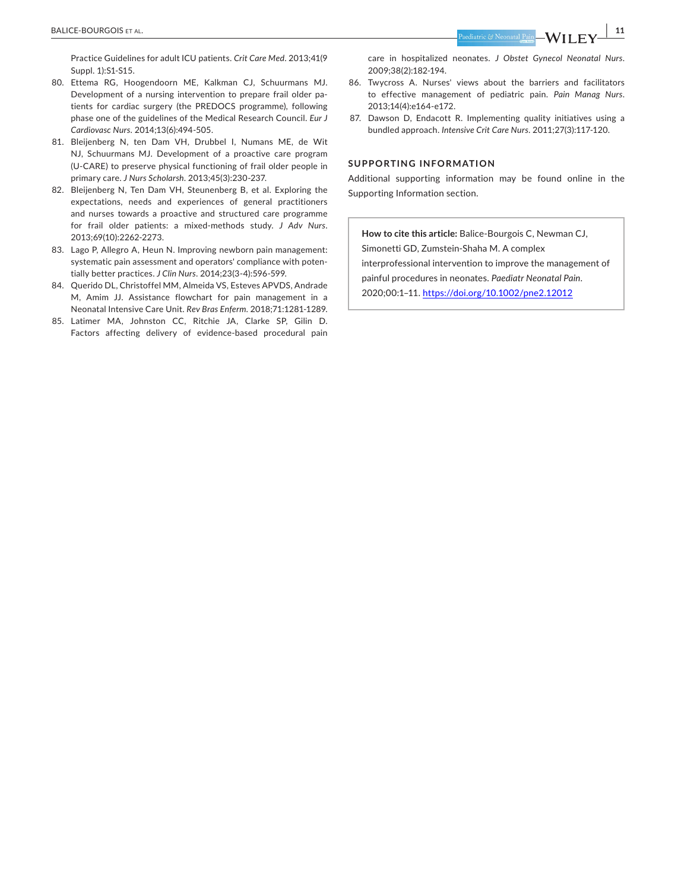Practice Guidelines for adult ICU patients. *Crit Care Med*. 2013;41(9 Suppl. 1):S1-S15.

80. Ettema RG, Hoogendoorn ME, Kalkman CJ, Schuurmans MJ. Development of a nursing intervention to prepare frail older patients for cardiac surgery (the PREDOCS programme), following phase one of the guidelines of the Medical Research Council. *Eur J Cardiovasc Nurs*. 2014;13(6):494-505.
81. Bleijenberg N, ten Dam VH, Drubbel I, Numans ME, de Wit NJ, Schuurmans MJ. Development of a proactive care program (U-CARE) to preserve physical functioning of frail older people in primary care. *J Nurs Scholarsh*. 2013;45(3):230-237.
82. Bleijenberg N, Ten Dam VH, Steunenberg B, et al. Exploring the expectations, needs and experiences of general practitioners and nurses towards a proactive and structured care programme for frail older patients: a mixed-methods study. *J Adv Nurs*. 2013;69(10):2262-2273.
83. Lago P, Allegro A, Heun N. Improving newborn pain management: systematic pain assessment and operators' compliance with potentially better practices. *J Clin Nurs*. 2014;23(3-4):596-599.
84. Querido DL, Christoffel MM, Almeida VS, Esteves APVDS, Andrade M, Amim JJ. Assistance flowchart for pain management in a Neonatal Intensive Care Unit. *Rev Bras Enferm*. 2018;71:1281-1289.
85. Latimer MA, Johnston CC, Ritchie JA, Clarke SP, Gilin D. Factors affecting delivery of evidence-based procedural pain care in hospitalized neonates. *J Obstet Gynecol Neonatal Nurs*. 2009;38(2):182-194.
86. Twycross A. Nurses' views about the barriers and facilitators to effective management of pediatric pain. *Pain Manag Nurs*. 2013;14(4):e164-e172.
87. Dawson D, Endacott R. Implementing quality initiatives using a bundled approach. *Intensive Crit Care Nurs*. 2011;27(3):117-120.

## SUPPORTING INFORMATION

Additional supporting information may be found online in the Supporting Information section.

**How to cite this article:** Balice-Bourgois C, Newman CJ, Simonetti GD, Zumstein-Shaha M. A complex interprofessional intervention to improve the management of painful procedures in neonates. *Paediatr Neonatal Pain*. 2020;00:1–11. https://doi.org/10.1002/pne2.12012